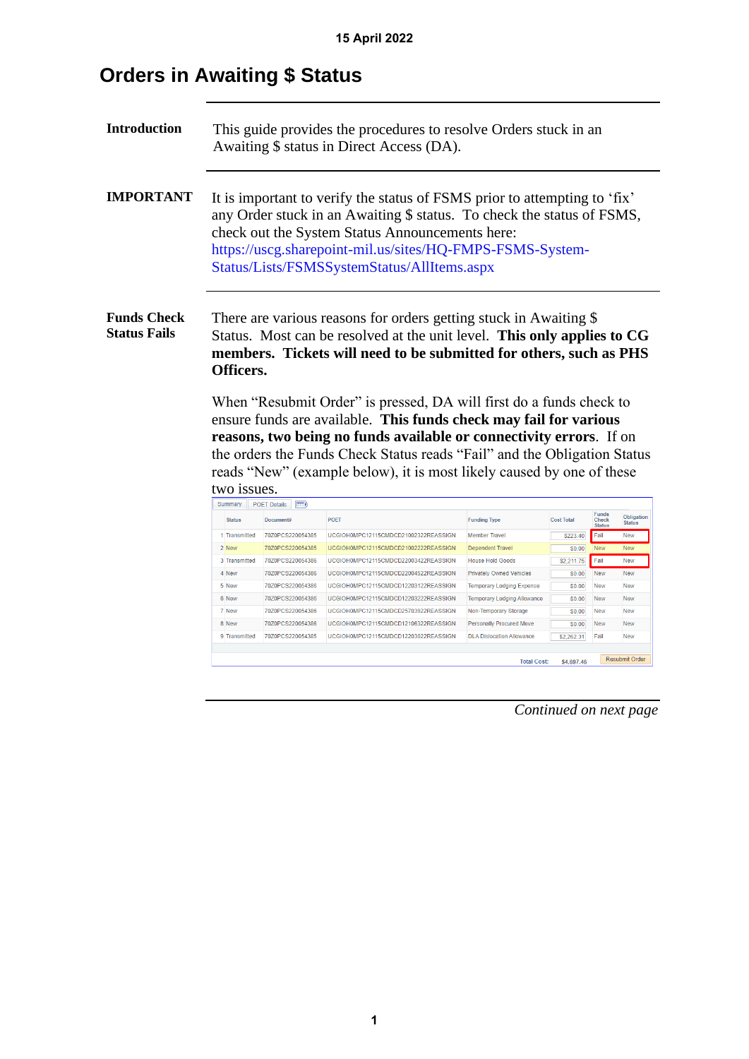15 April 2022

# Orders in Awaiting $ Status

**Introduction**

This guide provides the procedures to resolve Orders stuck in an Awaiting $ status in Direct Access (DA).

**IMPORTANT**

It is important to verify the status of FSMS prior to attempting to 'fix' any Order stuck in an Awaiting $ status. To check the status of FSMS, check out the System Status Announcements here: https://uscg.sharepoint-mil.us/sites/HQ-FMPS-FSMS-System-Status/Lists/FSMSSystemStatus/AllItems.aspx

**Funds Check Status Fails**

There are various reasons for orders getting stuck in Awaiting $ Status. Most can be resolved at the unit level. **This only applies to CG members. Tickets will need to be submitted for others, such as PHS Officers.**

When "Resubmit Order" is pressed, DA will first do a funds check to ensure funds are available. **This funds check may fail for various reasons, two being no funds available or connectivity errors**. If on the orders the Funds Check Status reads "Fail" and the Obligation Status reads "New" (example below), it is most likely caused by one of these two issues.

| | Status | Document# | POET | Funding Type | Cost Total | Funds Check Status | Obligation Status |
|---|---|---|---|---|---|---|---|
| 1 | Transmitted | 70Z0PCS220054385 | UCGIOH0MPC12115CMDCD21002322REASSIGN | Member Travel | $223.40 | Fail | New |
| 2 | New | 70Z0PCS220054385 | UCGIOH0MPC12115CMDCD21002222REASSIGN | Dependent Travel | $0.00 | New | New |
| 3 | Transmitted | 70Z0PCS220054385 | UCGIOH0MPC12115CMDCD22003422REASSIGN | House Hold Goods | $2,211.75 | Fail | New |
| 4 | New | 70Z0PCS220054385 | UCGIOH0MPC12115CMDCD22004522REASSIGN | Privately Owned Vehicles | $0.00 | New | New |
| 5 | New | 70Z0PCS220054385 | UCGIOH0MPC12115CMDCD12203122REASSIGN | Temporary Lodging Expense | $0.00 | New | New |
| 6 | New | 70Z0PCS220054385 | UCGIOH0MPC12115CMDCD12203222REASSIGN | Temporary Lodging Allowance | $0.00 | New | New |
| 7 | New | 70Z0PCS220054385 | UCGIOH0MPC12115CMDCD25703922REASSIGN | Non-Temporary Storage | $0.00 | New | New |
| 8 | New | 70Z0PCS220054385 | UCGIOH0MPC12115CMDCD12106322REASSIGN | Personally Procured Move | $0.00 | New | New |
| 9 | Transmitted | 70Z0PCS220054385 | UCGIOH0MPC12115CMDCD12203022REASSIGN | DLA Dislocation Allowance | $2,262.31 | Fail | New |
| | | | | Total Cost: | $4,697.46 | Resubmit Order | |

*Continued on next page*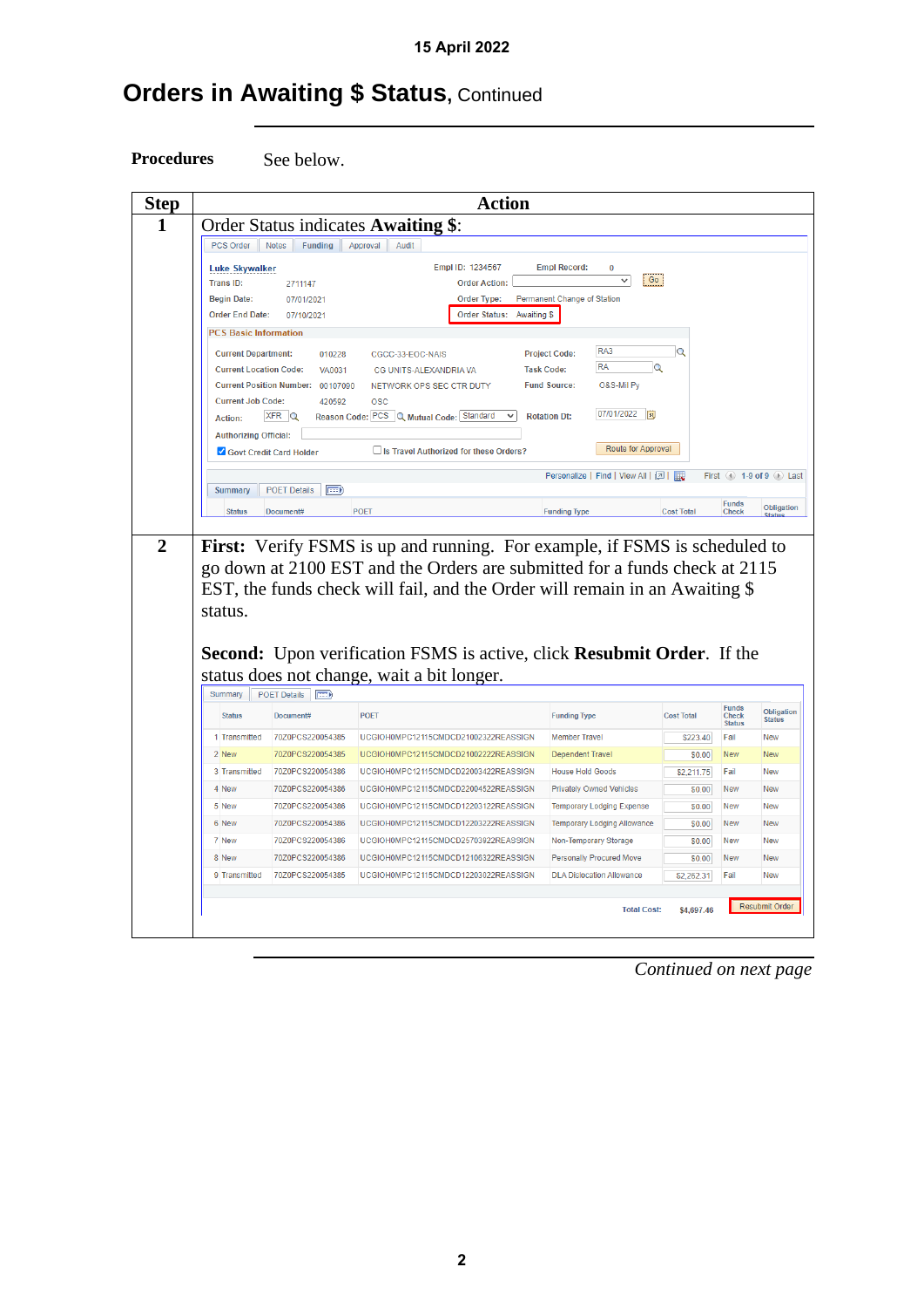# Orders in Awaiting $ Status, Continued

**Procedures** See below.

| Step | Action |
|---|---|
| 1 | Order Status indicates **Awaiting $**: |
| 2 | **First:** Verify FSMS is up and running. For example, if FSMS is scheduled to go down at 2100 EST and the Orders are submitted for a funds check at 2115 EST, the funds check will fail, and the Order will remain in an Awaiting $ status.<br><br>**Second:** Upon verification FSMS is active, click **Resubmit Order**. If the status does not change, wait a bit longer. |

*Continued on next page*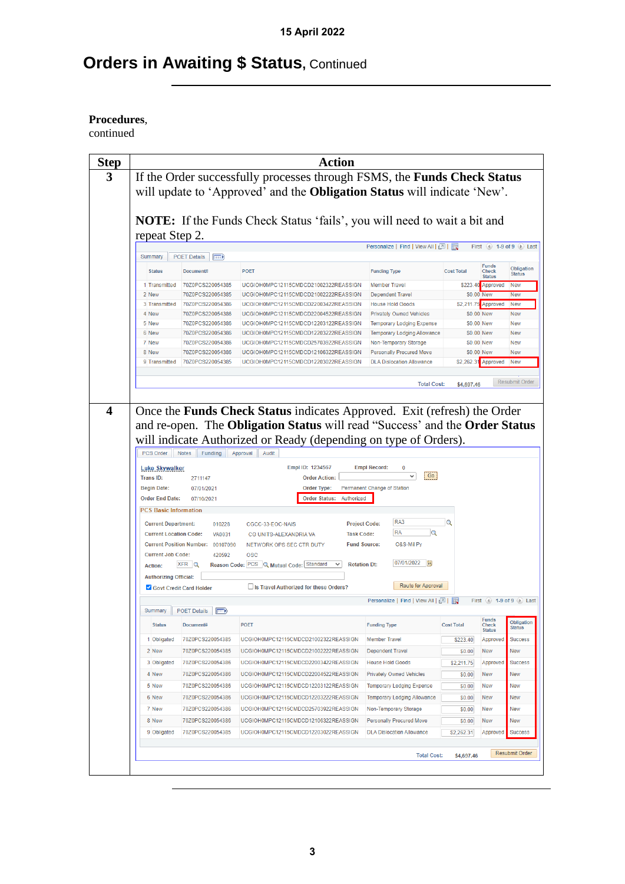15 April 2022

# Orders in Awaiting $ Status, Continued

**Procedures**, continued

| Step | Action |
|---|---|
| 3 | If the Order successfully processes through FSMS, the **Funds Check Status** will update to 'Approved' and the **Obligation Status** will indicate 'New'.<br><br>**NOTE:** If the Funds Check Status 'fails', you will need to wait a bit and repeat Step 2. |
| 4 | Once the **Funds Check Status** indicates Approved. Exit (refresh) the Order and re-open. The **Obligation Status** will read "Success' and the **Order Status** will indicate Authorized or Ready (depending on type of Orders). |

Step 3 screen:

| | Status | Document# | POET | Funding Type | Cost Total | Funds Check Status | Obligation Status |
|---|---|---|---|---|---|---|---|
| 1 | Transmitted | 70Z0PCS220054385 | UCGIOH0MPC12115CMDCD21002322REASSIGN | Member Travel | $223.40 | Approved | New |
| 2 | New | 70Z0PCS220054385 | UCGIOH0MPC12115CMDCD21002222REASSIGN | Dependent Travel | $0.00 | New | New |
| 3 | Transmitted | 70Z0PCS220054385 | UCGIOH0MPC12115CMDCD22003422REASSIGN | House Hold Goods | $2,211.75 | Approved | New |
| 4 | New | 70Z0PCS220054385 | UCGIOH0MPC12115CMDCD22004522REASSIGN | Privately Owned Vehicles | $0.00 | New | New |
| 5 | New | 70Z0PCS220054385 | UCGIOH0MPC12115CMDCD12203122REASSIGN | Temporary Lodging Expense | $0.00 | New | New |
| 6 | New | 70Z0PCS220054385 | UCGIOH0MPC12115CMDCD12203222REASSIGN | Temporary Lodging Allowance | $0.00 | New | New |
| 7 | New | 70Z0PCS220054385 | UCGIOH0MPC12115CMDCD25703922REASSIGN | Non-Temporary Storage | $0.00 | New | New |
| 8 | New | 70Z0PCS220054385 | UCGIOH0MPC12115CMDCD12106322REASSIGN | Personally Procured Move | $0.00 | New | New |
| 9 | Transmitted | 70Z0PCS220054385 | UCGIOH0MPC12115CMDCD12203022REASSIGN | DLA Dislocation Allowance | $2,262.31 | Approved | New |

Total Cost: $4,697.46

Step 4 screen:

Luke Skywalker — Empl ID: 1234567 — Empl Record: 0
Trans ID: 2711147 — Order Action:
Begin Date: 07/01/2021 — Order Type: Permanent Change of Station
Order End Date: 07/10/2021 — Order Status: Authorized

PCS Basic Information
Current Department: 010228 CGCC-33-EOC-NAIS — Project Code: RA3
Current Location Code: VA0031 CG UNITS-ALEXANDRIA VA — Task Code: RA
Current Position Number: 00107090 NETWORK OPS SEC CTR DUTY — Fund Source: O&S-Mil Py
Current Job Code: 420592 OSC
Action: XFR — Reason Code: PCS — Mutual Code: Standard — Rotation Dt: 07/01/2022
Authorizing Official:
Govt Credit Card Holder — Is Travel Authorized for these Orders?

| | Status | Document# | POET | Funding Type | Cost Total | Funds Check Status | Obligation Status |
|---|---|---|---|---|---|---|---|
| 1 | Obligated | 70Z0PCS220054385 | UCGIOH0MPC12115CMDCD21002322REASSIGN | Member Travel | $223.40 | Approved | Success |
| 2 | New | 70Z0PCS220054385 | UCGIOH0MPC12115CMDCD21002222REASSIGN | Dependent Travel | $0.00 | New | New |
| 3 | Obligated | 70Z0PCS220054385 | UCGIOH0MPC12115CMDCD22003422REASSIGN | House Hold Goods | $2,211.75 | Approved | Success |
| 4 | New | 70Z0PCS220054385 | UCGIOH0MPC12115CMDCD22004522REASSIGN | Privately Owned Vehicles | $0.00 | New | New |
| 5 | New | 70Z0PCS220054385 | UCGIOH0MPC12115CMDCD12203122REASSIGN | Temporary Lodging Expense | $0.00 | New | New |
| 6 | New | 70Z0PCS220054385 | UCGIOH0MPC12115CMDCD12203222REASSIGN | Temporary Lodging Allowance | $0.00 | New | New |
| 7 | New | 70Z0PCS220054385 | UCGIOH0MPC12115CMDCD25703922REASSIGN | Non-Temporary Storage | $0.00 | New | New |
| 8 | New | 70Z0PCS220054385 | UCGIOH0MPC12115CMDCD12106322REASSIGN | Personally Procured Move | $0.00 | New | New |
| 9 | Obligated | 70Z0PCS220054385 | UCGIOH0MPC12115CMDCD12203022REASSIGN | DLA Dislocation Allowance | $2,262.31 | Approved | Success |

Total Cost: $4,697.46